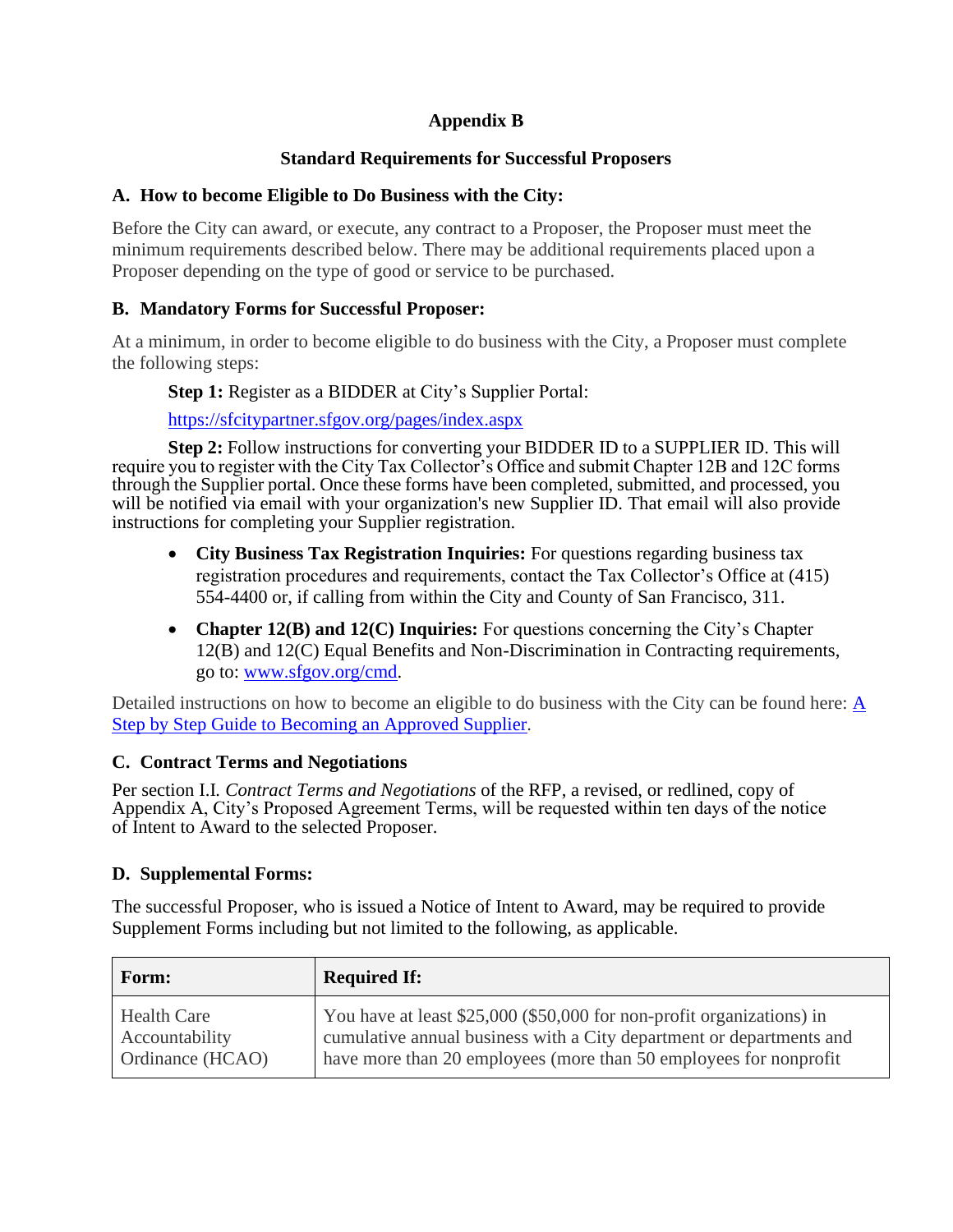# Appendix B

## Standard Requirements for Successful Proposers

### A. How to become Eligible to Do Business with the City:

Before the City can award, or execute, any contract to a Proposer, the Proposer must meet the minimum requirements described below. There may be additional requirements placed upon a Proposer depending on the type of good or service to be purchased.

### B. Mandatory Forms for Successful Proposer:

At a minimum, in order to become eligible to do business with the City, a Proposer must complete the following steps:

**Step 1:** Register as a BIDDER at City's Supplier Portal:

https://sfcitypartner.sfgov.org/pages/index.aspx

**Step 2:** Follow instructions for converting your BIDDER ID to a SUPPLIER ID. This will require you to register with the City Tax Collector's Office and submit Chapter 12B and 12C forms through the Supplier portal. Once these forms have been completed, submitted, and processed, you will be notified via email with your organization's new Supplier ID. That email will also provide instructions for completing your Supplier registration.

- **City Business Tax Registration Inquiries:** For questions regarding business tax registration procedures and requirements, contact the Tax Collector's Office at (415) 554-4400 or, if calling from within the City and County of San Francisco, 311.
- **Chapter 12(B) and 12(C) Inquiries:** For questions concerning the City's Chapter 12(B) and 12(C) Equal Benefits and Non-Discrimination in Contracting requirements, go to: www.sfgov.org/cmd.

Detailed instructions on how to become an eligible to do business with the City can be found here: A Step by Step Guide to Becoming an Approved Supplier.

### C. Contract Terms and Negotiations

Per section I.I. *Contract Terms and Negotiations* of the RFP, a revised, or redlined, copy of Appendix A, City's Proposed Agreement Terms, will be requested within ten days of the notice of Intent to Award to the selected Proposer.

### D. Supplemental Forms:

The successful Proposer, who is issued a Notice of Intent to Award, may be required to provide Supplement Forms including but not limited to the following, as applicable.

| Form: | Required If: |
|---|---|
| Health Care Accountability Ordinance (HCAO) | You have at least $25,000 ($50,000 for non-profit organizations) in cumulative annual business with a City department or departments and have more than 20 employees (more than 50 employees for nonprofit |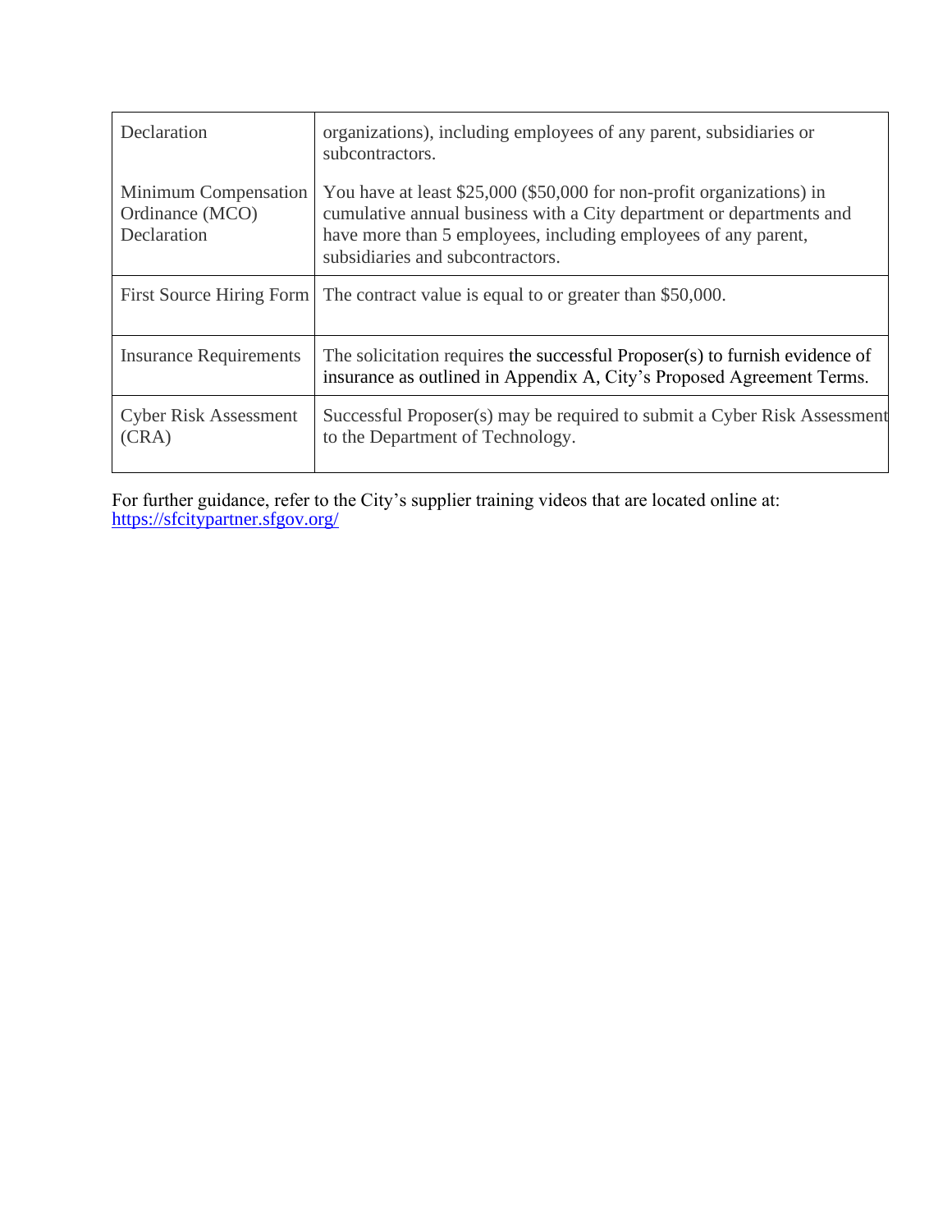| | |
|---|---|
| Declaration | organizations), including employees of any parent, subsidiaries or subcontractors. |
| Minimum Compensation Ordinance (MCO) Declaration | You have at least $25,000 ($50,000 for non-profit organizations) in cumulative annual business with a City department or departments and have more than 5 employees, including employees of any parent, subsidiaries and subcontractors. |
| First Source Hiring Form | The contract value is equal to or greater than $50,000. |
| Insurance Requirements | The solicitation requires the successful Proposer(s) to furnish evidence of insurance as outlined in Appendix A, City's Proposed Agreement Terms. |
| Cyber Risk Assessment (CRA) | Successful Proposer(s) may be required to submit a Cyber Risk Assessment to the Department of Technology. |

For further guidance, refer to the City's supplier training videos that are located online at: https://sfcitypartner.sfgov.org/